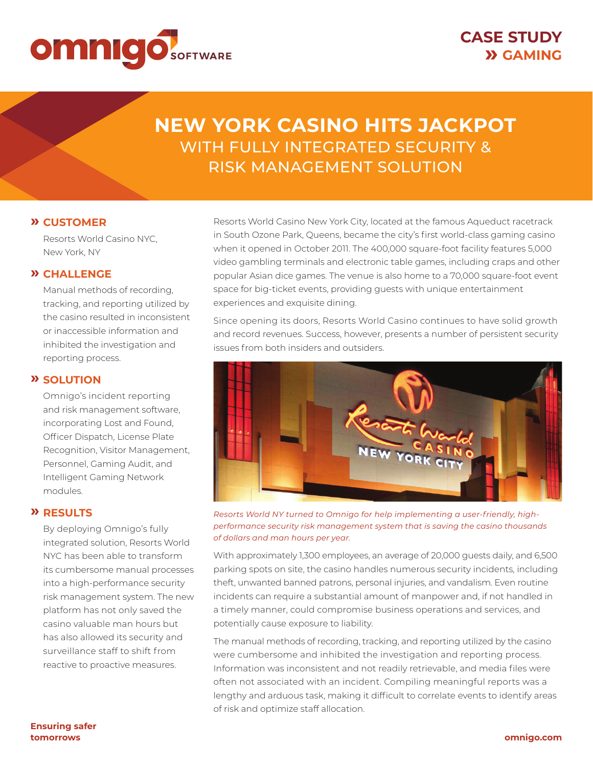# CASE STUDY » GAMING

# NEW YORK CASINO HITS JACKPOT

## WITH FULLY INTEGRATED SECURITY & RISK MANAGEMENT SOLUTION

### » CUSTOMER

Resorts World Casino NYC, New York, NY

### » CHALLENGE

Manual methods of recording, tracking, and reporting utilized by the casino resulted in inconsistent or inaccessible information and inhibited the investigation and reporting process.

### » SOLUTION

Omnigo's incident reporting and risk management software, incorporating Lost and Found, Officer Dispatch, License Plate Recognition, Visitor Management, Personnel, Gaming Audit, and Intelligent Gaming Network modules.

### » RESULTS

By deploying Omnigo's fully integrated solution, Resorts World NYC has been able to transform its cumbersome manual processes into a high-performance security risk management system. The new platform has not only saved the casino valuable man hours but has also allowed its security and surveillance staff to shift from reactive to proactive measures.

Resorts World Casino New York City, located at the famous Aqueduct racetrack in South Ozone Park, Queens, became the city's first world-class gaming casino when it opened in October 2011. The 400,000 square-foot facility features 5,000 video gambling terminals and electronic table games, including craps and other popular Asian dice games. The venue is also home to a 70,000 square-foot event space for big-ticket events, providing guests with unique entertainment experiences and exquisite dining.

Since opening its doors, Resorts World Casino continues to have solid growth and record revenues. Success, however, presents a number of persistent security issues from both insiders and outsiders.

*Resorts World NY turned to Omnigo for help implementing a user-friendly, high-performance security risk management system that is saving the casino thousands of dollars and man hours per year.*

With approximately 1,300 employees, an average of 20,000 guests daily, and 6,500 parking spots on site, the casino handles numerous security incidents, including theft, unwanted banned patrons, personal injuries, and vandalism. Even routine incidents can require a substantial amount of manpower and, if not handled in a timely manner, could compromise business operations and services, and potentially cause exposure to liability.

The manual methods of recording, tracking, and reporting utilized by the casino were cumbersome and inhibited the investigation and reporting process. Information was inconsistent and not readily retrievable, and media files were often not associated with an incident. Compiling meaningful reports was a lengthy and arduous task, making it difficult to correlate events to identify areas of risk and optimize staff allocation.

**Ensuring safer tomorrows**

**omnigo.com**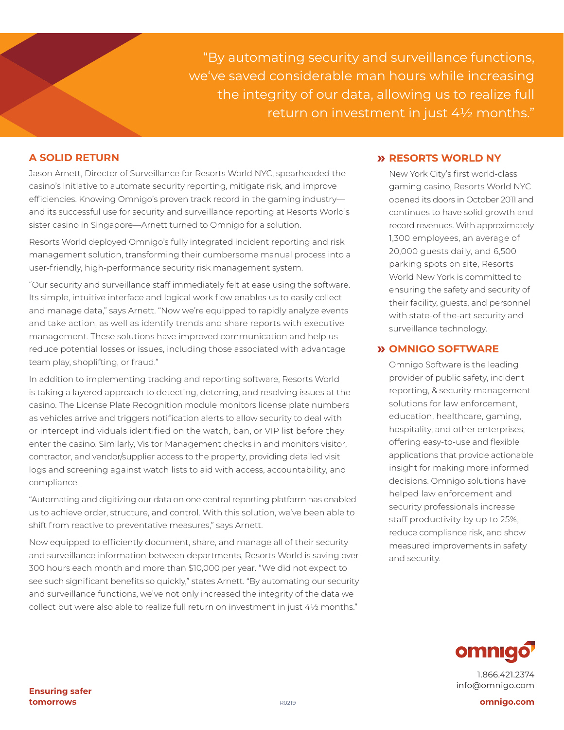"By automating security and surveillance functions, we've saved considerable man hours while increasing the integrity of our data, allowing us to realize full return on investment in just 4½ months."

## A SOLID RETURN

Jason Arnett, Director of Surveillance for Resorts World NYC, spearheaded the casino's initiative to automate security reporting, mitigate risk, and improve efficiencies. Knowing Omnigo's proven track record in the gaming industry—and its successful use for security and surveillance reporting at Resorts World's sister casino in Singapore—Arnett turned to Omnigo for a solution.

Resorts World deployed Omnigo's fully integrated incident reporting and risk management solution, transforming their cumbersome manual process into a user-friendly, high-performance security risk management system.

"Our security and surveillance staff immediately felt at ease using the software. Its simple, intuitive interface and logical work flow enables us to easily collect and manage data," says Arnett. "Now we're equipped to rapidly analyze events and take action, as well as identify trends and share reports with executive management. These solutions have improved communication and help us reduce potential losses or issues, including those associated with advantage team play, shoplifting, or fraud."

In addition to implementing tracking and reporting software, Resorts World is taking a layered approach to detecting, deterring, and resolving issues at the casino. The License Plate Recognition module monitors license plate numbers as vehicles arrive and triggers notification alerts to allow security to deal with or intercept individuals identified on the watch, ban, or VIP list before they enter the casino. Similarly, Visitor Management checks in and monitors visitor, contractor, and vendor/supplier access to the property, providing detailed visit logs and screening against watch lists to aid with access, accountability, and compliance.

"Automating and digitizing our data on one central reporting platform has enabled us to achieve order, structure, and control. With this solution, we've been able to shift from reactive to preventative measures," says Arnett.

Now equipped to efficiently document, share, and manage all of their security and surveillance information between departments, Resorts World is saving over 300 hours each month and more than $10,000 per year. "We did not expect to see such significant benefits so quickly," states Arnett. "By automating our security and surveillance functions, we've not only increased the integrity of the data we collect but were also able to realize full return on investment in just 4½ months."

## » RESORTS WORLD NY

New York City's first world-class gaming casino, Resorts World NYC opened its doors in October 2011 and continues to have solid growth and record revenues. With approximately 1,300 employees, an average of 20,000 guests daily, and 6,500 parking spots on site, Resorts World New York is committed to ensuring the safety and security of their facility, guests, and personnel with state-of-the-art security and surveillance technology.

## » OMNIGO SOFTWARE

Omnigo Software is the leading provider of public safety, incident reporting, & security management solutions for law enforcement, education, healthcare, gaming, hospitality, and other enterprises, offering easy-to-use and flexible applications that provide actionable insight for making more informed decisions. Omnigo solutions have helped law enforcement and security professionals increase staff productivity by up to 25%, reduce compliance risk, and show measured improvements in safety and security.

omnigo

1.866.421.2374
info@omnigo.com

**Ensuring safer tomorrows**

R0219

**omnigo.com**